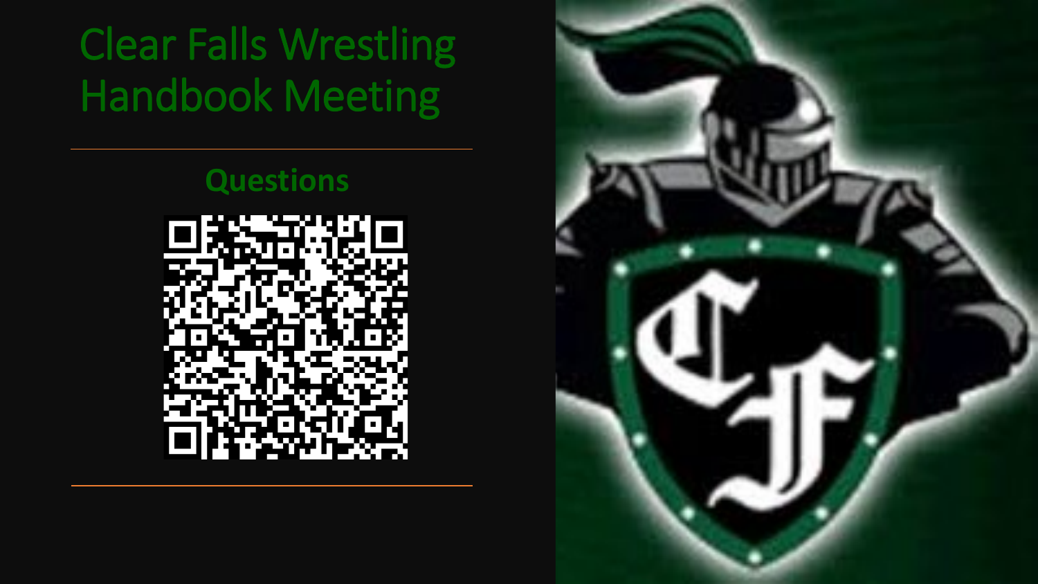# Clear Falls Wrestling Handbook Meeting

## Questions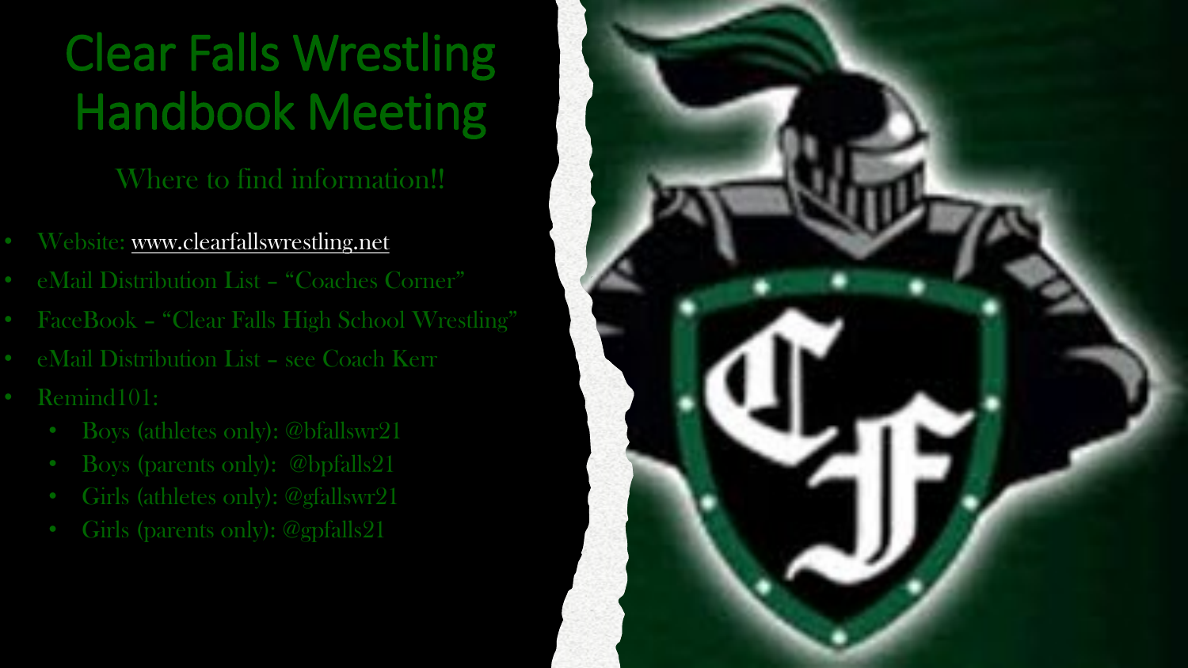# Clear Falls Wrestling Handbook Meeting

## Where to find information!!

- Website: www.clearfallswrestling.net
- eMail Distribution List – "Coaches Corner"
- FaceBook – "Clear Falls High School Wrestling"
- eMail Distribution List – see Coach Kerr
- Remind101:
  - Boys (athletes only): @bfallswr21
  - Boys (parents only): @bpfalls21
  - Girls (athletes only): @gfallswr21
  - Girls (parents only): @gpfalls21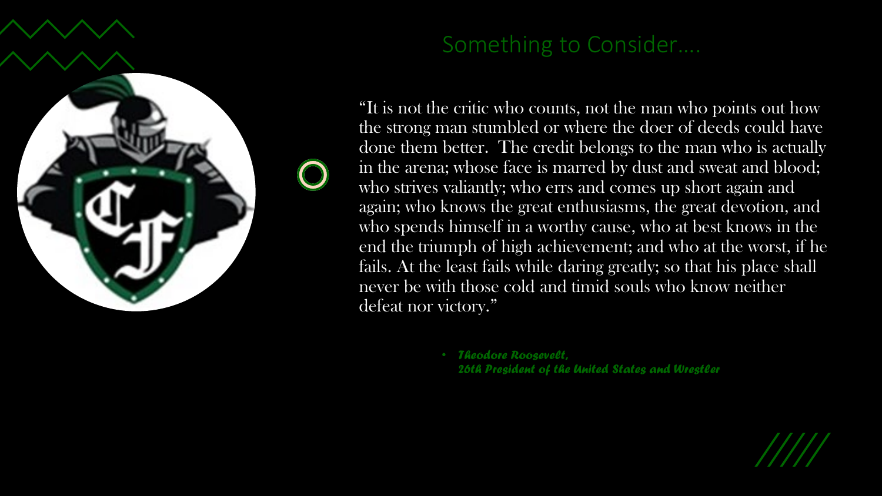## Something to Consider….

"It is not the critic who counts, not the man who points out how the strong man stumbled or where the doer of deeds could have done them better.  The credit belongs to the man who is actually in the arena; whose face is marred by dust and sweat and blood; who strives valiantly; who errs and comes up short again and again; who knows the great enthusiasms, the great devotion, and who spends himself in a worthy cause, who at best knows in the end the triumph of high achievement; and who at the worst, if he fails. At the least fails while daring greatly; so that his place shall never be with those cold and timid souls who know neither defeat nor victory."

- ***Theodore Roosevelt,***
  ***26th President of the United States and Wrestler***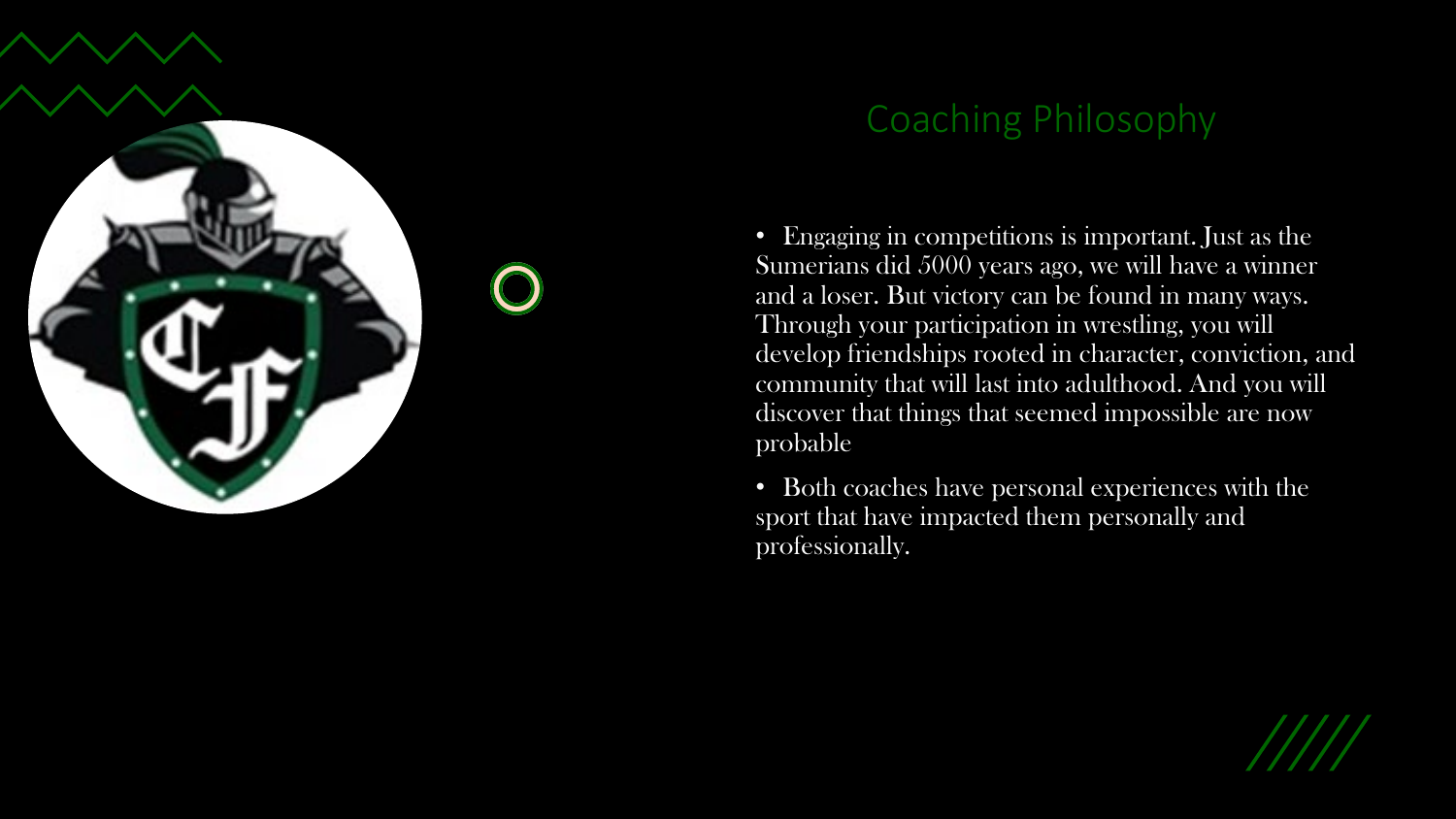## Coaching Philosophy

- Engaging in competitions is important. Just as the Sumerians did 5000 years ago, we will have a winner and a loser. But victory can be found in many ways. Through your participation in wrestling, you will develop friendships rooted in character, conviction, and community that will last into adulthood. And you will discover that things that seemed impossible are now probable
- Both coaches have personal experiences with the sport that have impacted them personally and professionally.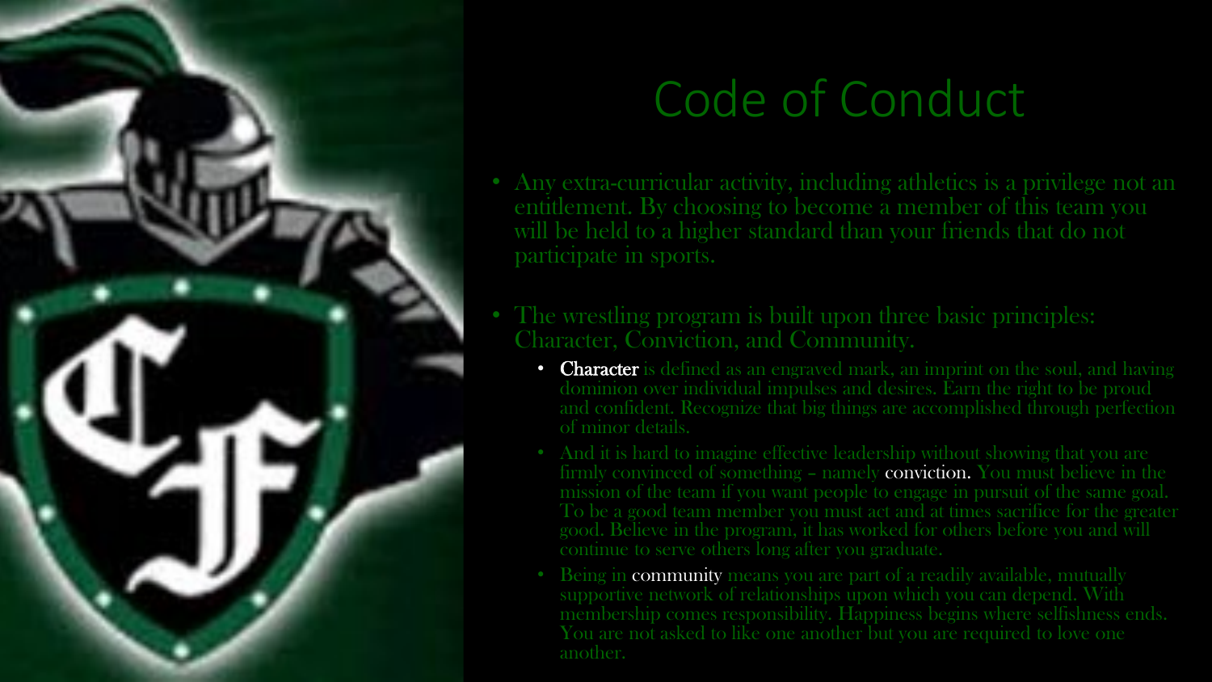# Code of Conduct

- Any extra-curricular activity, including athletics is a privilege not an entitlement. By choosing to become a member of this team you will be held to a higher standard than your friends that do not participate in sports.
- The wrestling program is built upon three basic principles: Character, Conviction, and Community.
  - Character is defined as an engraved mark, an imprint on the soul, and having dominion over individual impulses and desires. Earn the right to be proud and confident. Recognize that big things are accomplished through perfection of minor details.
  - And it is hard to imagine effective leadership without showing that you are firmly convinced of something – namely conviction. You must believe in the mission of the team if you want people to engage in pursuit of the same goal. To be a good team member you must act and at times sacrifice for the greater good. Believe in the program, it has worked for others before you and will continue to serve others long after you graduate.
  - Being in community means you are part of a readily available, mutually supportive network of relationships upon which you can depend. With membership comes responsibility. Happiness begins where selfishness ends. You are not asked to like one another but you are required to love one another.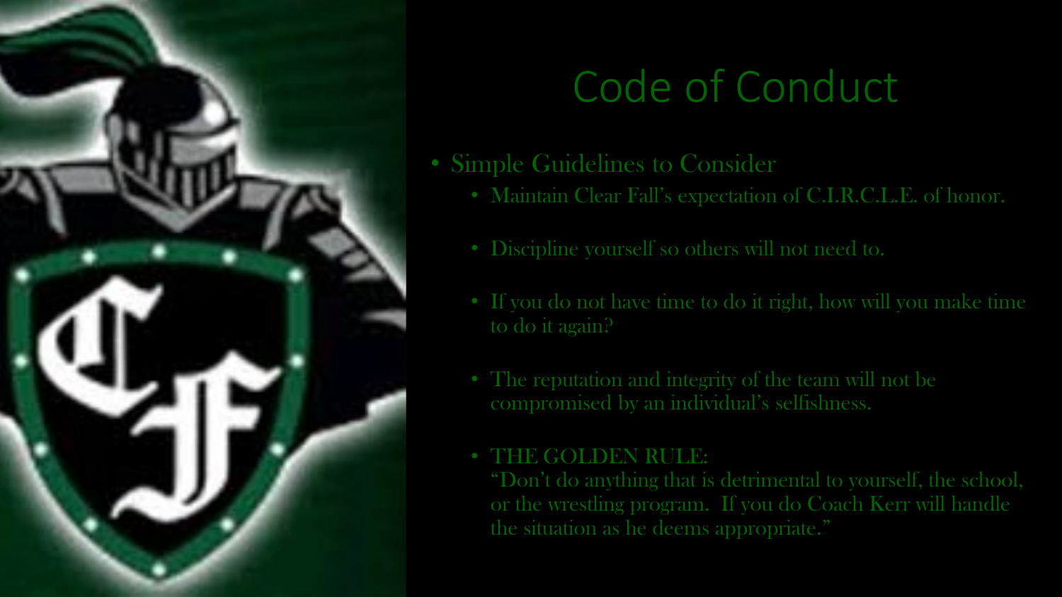# Code of Conduct

- Simple Guidelines to Consider
  - Maintain Clear Fall's expectation of C.I.R.C.L.E. of honor.
  - Discipline yourself so others will not need to.
  - If you do not have time to do it right, how will you make time to do it again?
  - The reputation and integrity of the team will not be compromised by an individual's selfishness.
  - THE GOLDEN RULE:
    "Don't do anything that is detrimental to yourself, the school, or the wrestling program. If you do Coach Kerr will handle the situation as he deems appropriate."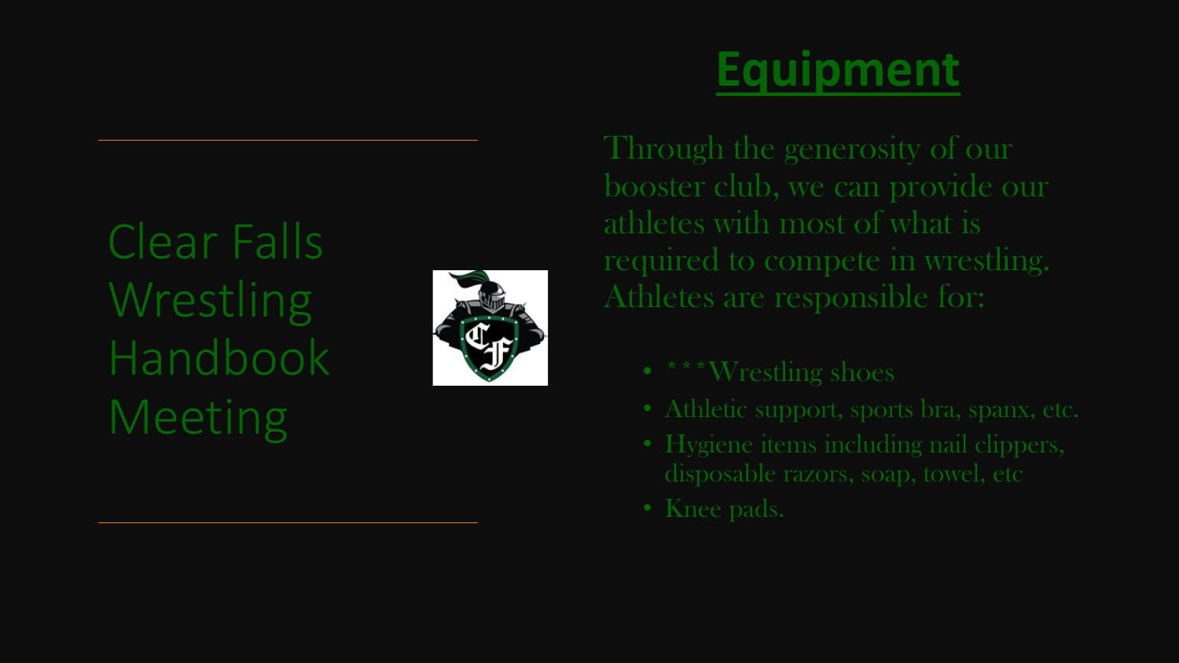# Clear Falls Wrestling Handbook Meeting

## Equipment

Through the generosity of our booster club, we can provide our athletes with most of what is required to compete in wrestling. Athletes are responsible for:

- ***Wrestling shoes
- Athletic support, sports bra, spanx, etc.
- Hygiene items including nail clippers, disposable razors, soap, towel, etc
- Knee pads.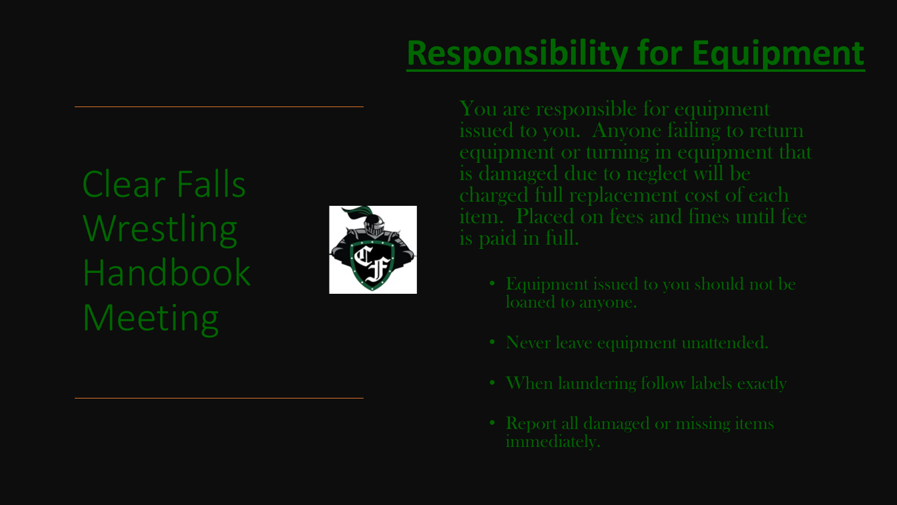## Clear Falls Wrestling Handbook Meeting

# Responsibility for Equipment

You are responsible for equipment issued to you. Anyone failing to return equipment or turning in equipment that is damaged due to neglect will be charged full replacement cost of each item. Placed on fees and fines until fee is paid in full.

- Equipment issued to you should not be loaned to anyone.
- Never leave equipment unattended.
- When laundering follow labels exactly
- Report all damaged or missing items immediately.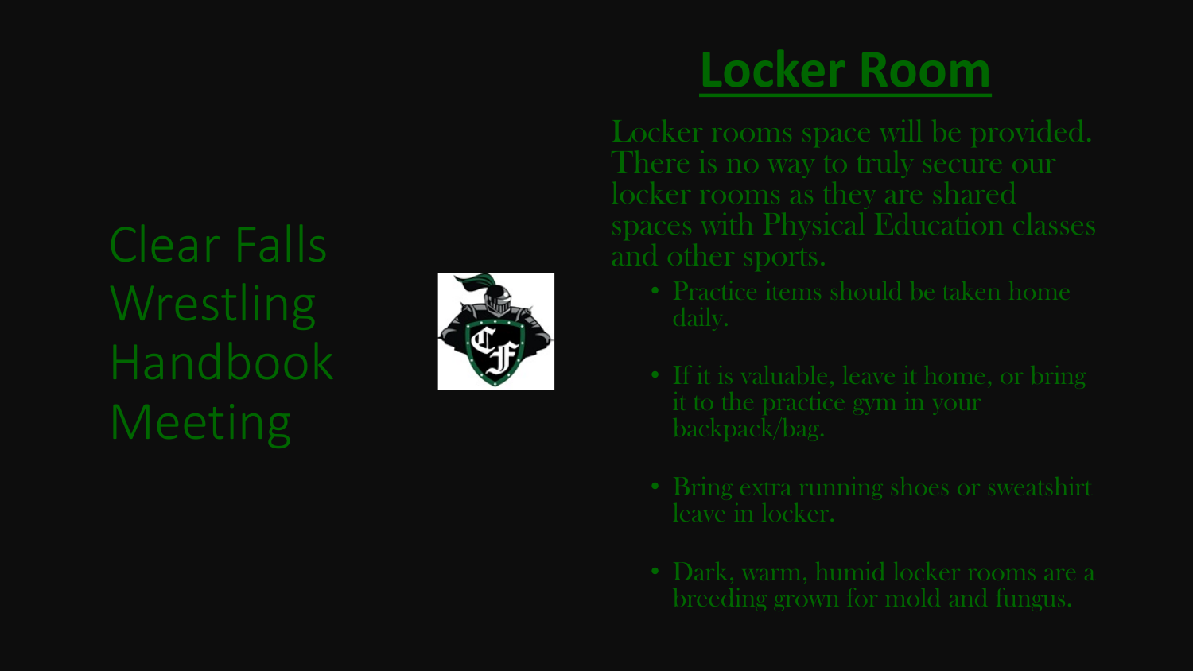Clear Falls Wrestling Handbook Meeting

# Locker Room

Locker rooms space will be provided. There is no way to truly secure our locker rooms as they are shared spaces with Physical Education classes and other sports.

- Practice items should be taken home daily.
- If it is valuable, leave it home, or bring it to the practice gym in your backpack/bag.
- Bring extra running shoes or sweatshirt leave in locker.
- Dark, warm, humid locker rooms are a breeding grown for mold and fungus.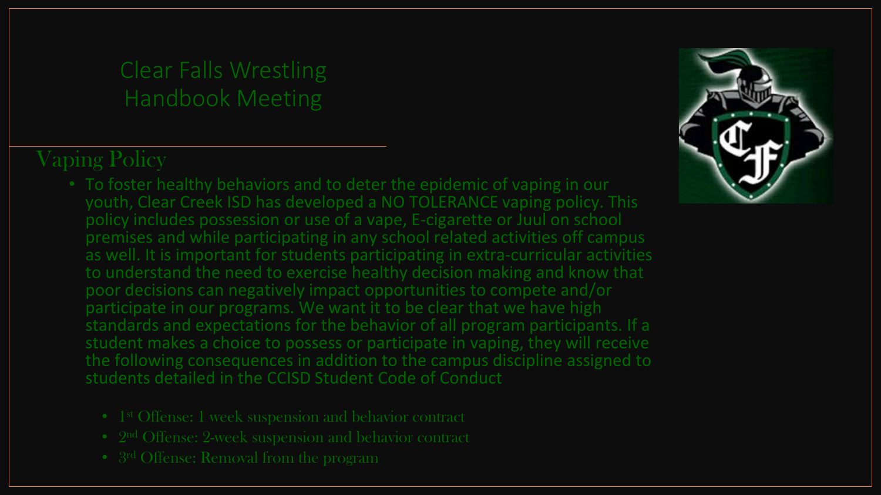# Clear Falls Wrestling Handbook Meeting

## Vaping Policy

- To foster healthy behaviors and to deter the epidemic of vaping in our youth, Clear Creek ISD has developed a NO TOLERANCE vaping policy. This policy includes possession or use of a vape, E-cigarette or Juul on school premises and while participating in any school related activities off campus as well. It is important for students participating in extra-curricular activities to understand the need to exercise healthy decision making and know that poor decisions can negatively impact opportunities to compete and/or participate in our programs. We want it to be clear that we have high standards and expectations for the behavior of all program participants. If a student makes a choice to possess or participate in vaping, they will receive the following consequences in addition to the campus discipline assigned to students detailed in the CCISD Student Code of Conduct
  - 1st Offense: 1 week suspension and behavior contract
  - 2nd Offense: 2-week suspension and behavior contract
  - 3rd Offense: Removal from the program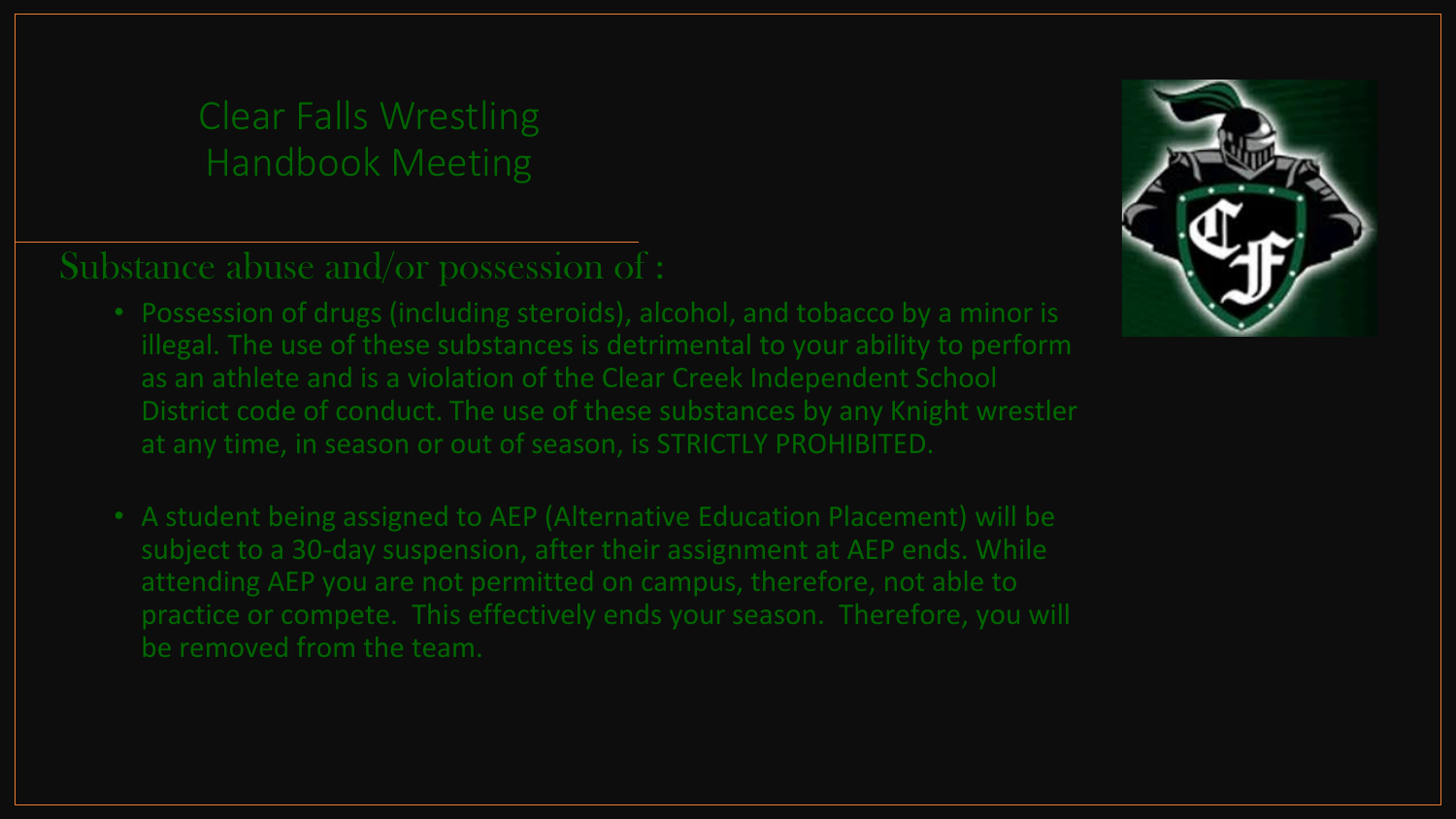# Clear Falls Wrestling Handbook Meeting

## Substance abuse and/or possession of :

- Possession of drugs (including steroids), alcohol, and tobacco by a minor is illegal. The use of these substances is detrimental to your ability to perform as an athlete and is a violation of the Clear Creek Independent School District code of conduct. The use of these substances by any Knight wrestler at any time, in season or out of season, is STRICTLY PROHIBITED.

- A student being assigned to AEP (Alternative Education Placement) will be subject to a 30-day suspension, after their assignment at AEP ends. While attending AEP you are not permitted on campus, therefore, not able to practice or compete. This effectively ends your season. Therefore, you will be removed from the team.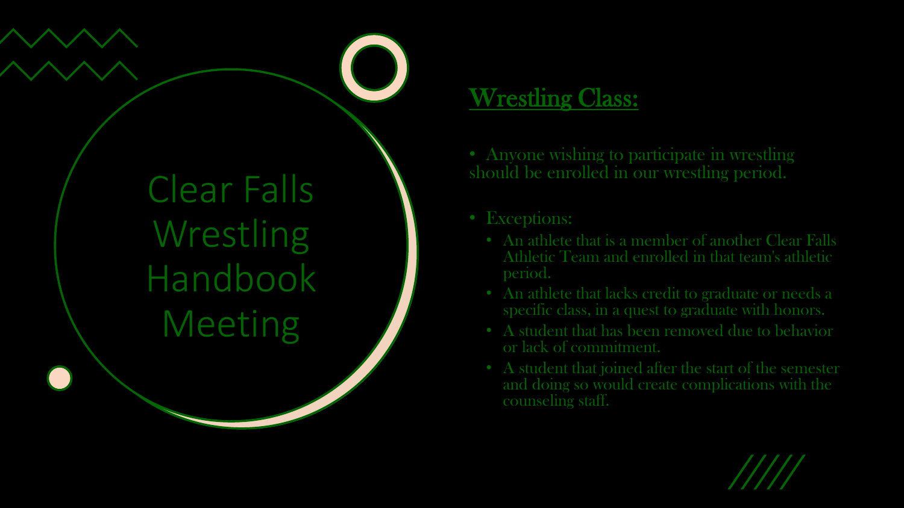# Clear Falls Wrestling Handbook Meeting

## Wrestling Class:

- Anyone wishing to participate in wrestling should be enrolled in our wrestling period.
- Exceptions:
  - An athlete that is a member of another Clear Falls Athletic Team and enrolled in that team's athletic period.
  - An athlete that lacks credit to graduate or needs a specific class, in a quest to graduate with honors.
  - A student that has been removed due to behavior or lack of commitment.
  - A student that joined after the start of the semester and doing so would create complications with the counseling staff.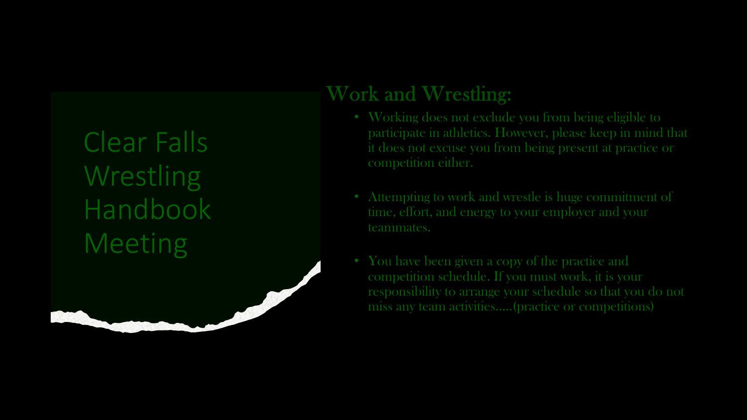# Clear Falls Wrestling Handbook Meeting

## Work and Wrestling:

- Working does not exclude you from being eligible to participate in athletics. However, please keep in mind that it does not excuse you from being present at practice or competition either.
- Attempting to work and wrestle is huge commitment of time, effort, and energy to your employer and your teammates.
- You have been given a copy of the practice and competition schedule. If you must work, it is your responsibility to arrange your schedule so that you do not miss any team activities.....(practice or competitions)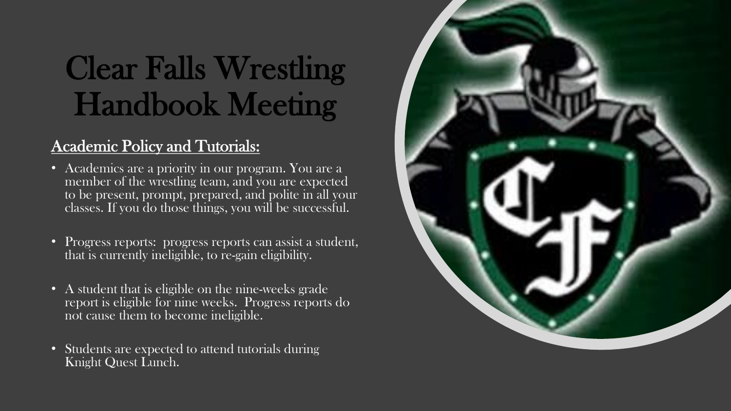# Clear Falls Wrestling Handbook Meeting

## Academic Policy and Tutorials:

- Academics are a priority in our program. You are a member of the wrestling team, and you are expected to be present, prompt, prepared, and polite in all your classes. If you do those things, you will be successful.
- Progress reports: progress reports can assist a student, that is currently ineligible, to re-gain eligibility.
- A student that is eligible on the nine-weeks grade report is eligible for nine weeks. Progress reports do not cause them to become ineligible.
- Students are expected to attend tutorials during Knight Quest Lunch.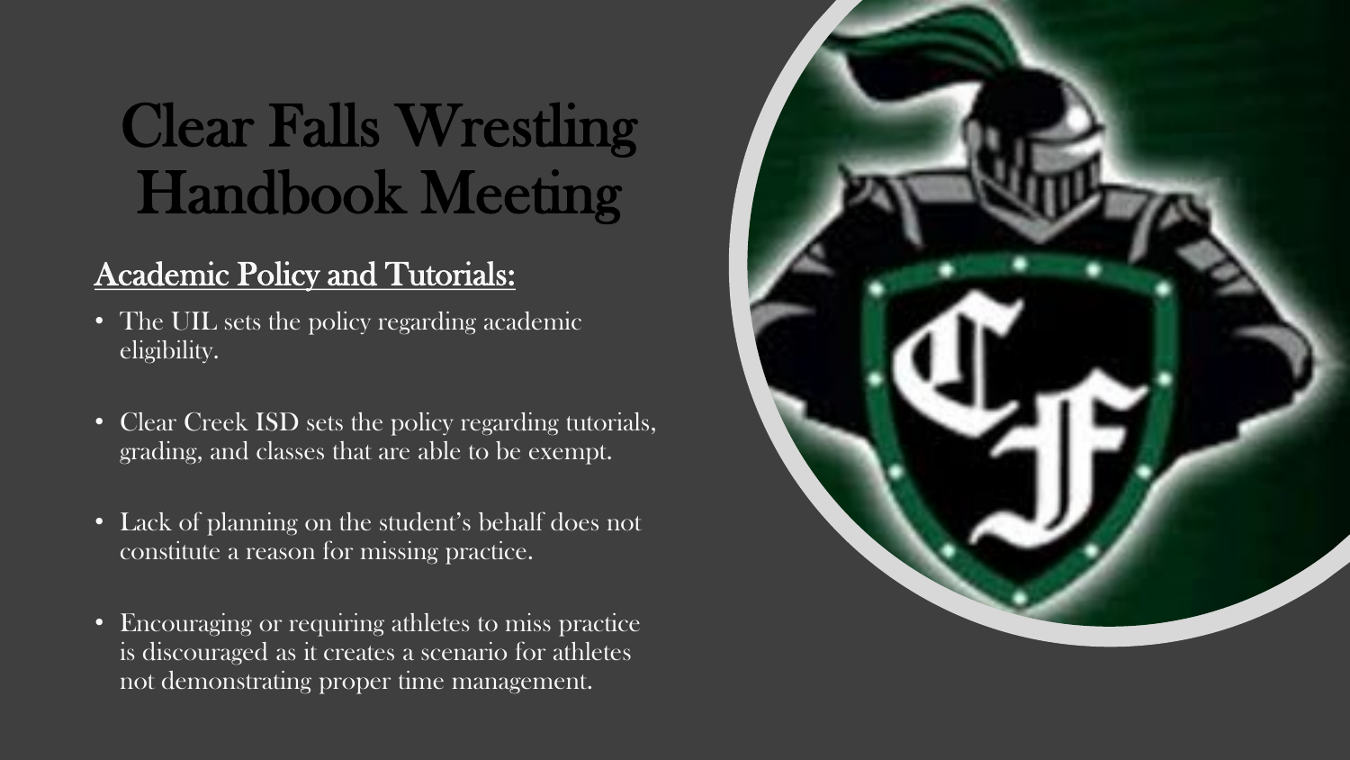# Clear Falls Wrestling Handbook Meeting

## Academic Policy and Tutorials:

- The UIL sets the policy regarding academic eligibility.
- Clear Creek ISD sets the policy regarding tutorials, grading, and classes that are able to be exempt.
- Lack of planning on the student's behalf does not constitute a reason for missing practice.
- Encouraging or requiring athletes to miss practice is discouraged as it creates a scenario for athletes not demonstrating proper time management.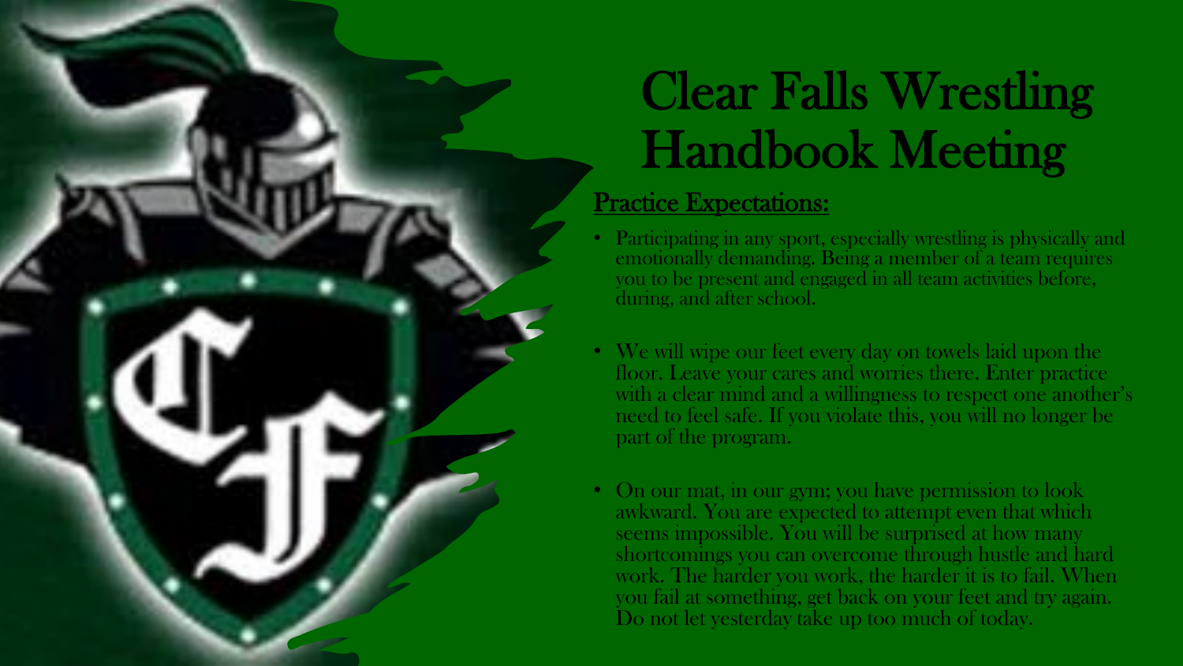# Clear Falls Wrestling Handbook Meeting

## Practice Expectations:

- Participating in any sport, especially wrestling is physically and emotionally demanding. Being a member of a team requires you to be present and engaged in all team activities before, during, and after school.

- We will wipe our feet every day on towels laid upon the floor. Leave your cares and worries there. Enter practice with a clear mind and a willingness to respect one another's need to feel safe. If you violate this, you will no longer be part of the program.

- On our mat, in our gym; you have permission to look awkward. You are expected to attempt even that which seems impossible. You will be surprised at how many shortcomings you can overcome through hustle and hard work. The harder you work, the harder it is to fail. When you fail at something, get back on your feet and try again. Do not let yesterday take up too much of today.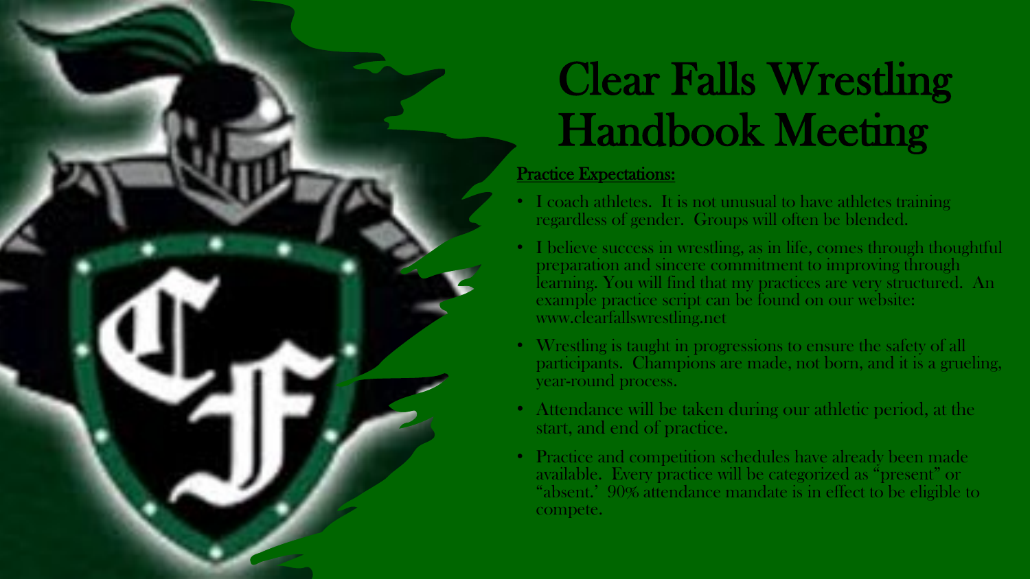# Clear Falls Wrestling Handbook Meeting

**Practice Expectations:**

- I coach athletes. It is not unusual to have athletes training regardless of gender. Groups will often be blended.
- I believe success in wrestling, as in life, comes through thoughtful preparation and sincere commitment to improving through learning. You will find that my practices are very structured. An example practice script can be found on our website: www.clearfallswrestling.net
- Wrestling is taught in progressions to ensure the safety of all participants. Champions are made, not born, and it is a grueling, year-round process.
- Attendance will be taken during our athletic period, at the start, and end of practice.
- Practice and competition schedules have already been made available. Every practice will be categorized as "present" or "absent.' 90% attendance mandate is in effect to be eligible to compete.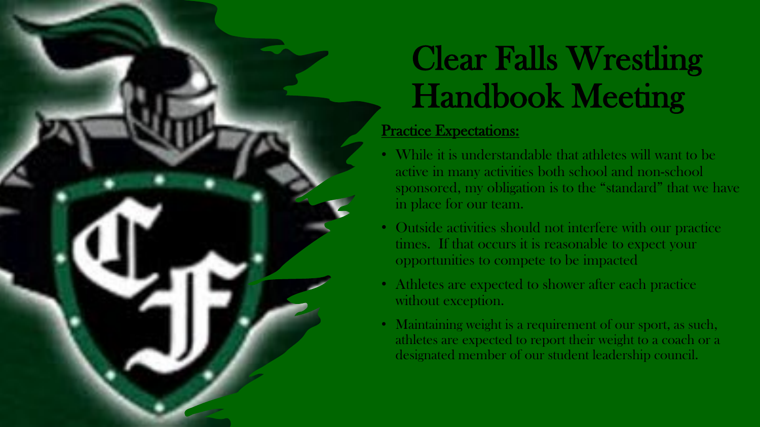# Clear Falls Wrestling Handbook Meeting

**Practice Expectations:**

- While it is understandable that athletes will want to be active in many activities both school and non-school sponsored, my obligation is to the “standard” that we have in place for our team.
- Outside activities should not interfere with our practice times. If that occurs it is reasonable to expect your opportunities to compete to be impacted
- Athletes are expected to shower after each practice without exception.
- Maintaining weight is a requirement of our sport, as such, athletes are expected to report their weight to a coach or a designated member of our student leadership council.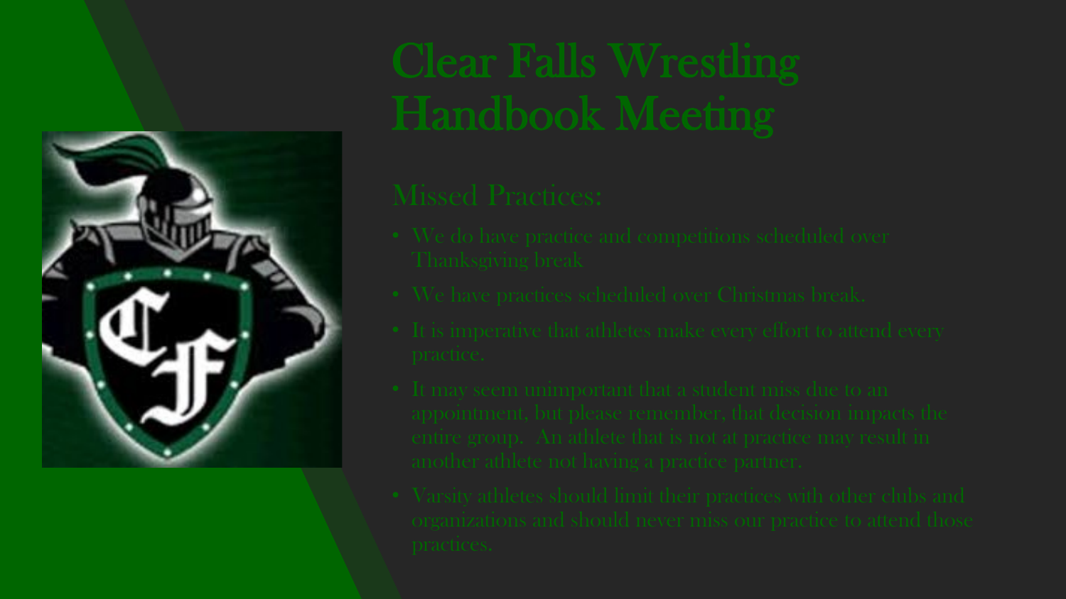# Clear Falls Wrestling Handbook Meeting

## Missed Practices:

- We do have practice and competitions scheduled over Thanksgiving break
- We have practices scheduled over Christmas break.
- It is imperative that athletes make every effort to attend every practice.
- It may seem unimportant that a student miss due to an appointment, but please remember, that decision impacts the entire group. An athlete that is not at practice may result in another athlete not having a practice partner.
- Varsity athletes should limit their practices with other clubs and organizations and should never miss our practice to attend those practices.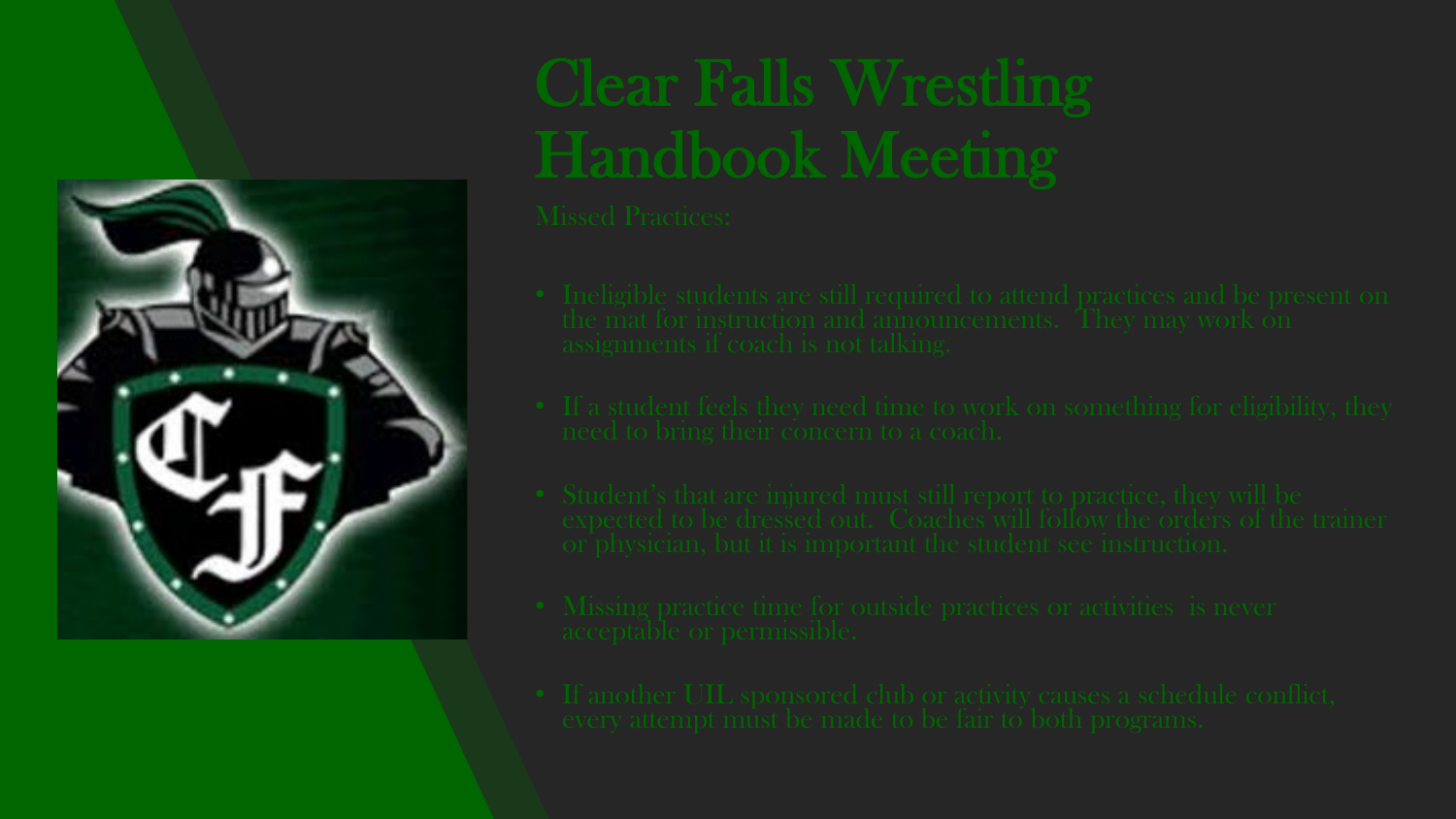# Clear Falls Wrestling Handbook Meeting

Missed Practices:

- Ineligible students are still required to attend practices and be present on the mat for instruction and announcements. They may work on assignments if coach is not talking.
- If a student feels they need time to work on something for eligibility, they need to bring their concern to a coach.
- Student's that are injured must still report to practice, they will be expected to be dressed out. Coaches will follow the orders of the trainer or physician, but it is important the student see instruction.
- Missing practice time for outside practices or activities is never acceptable or permissible.
- If another UIL sponsored club or activity causes a schedule conflict, every attempt must be made to be fair to both programs.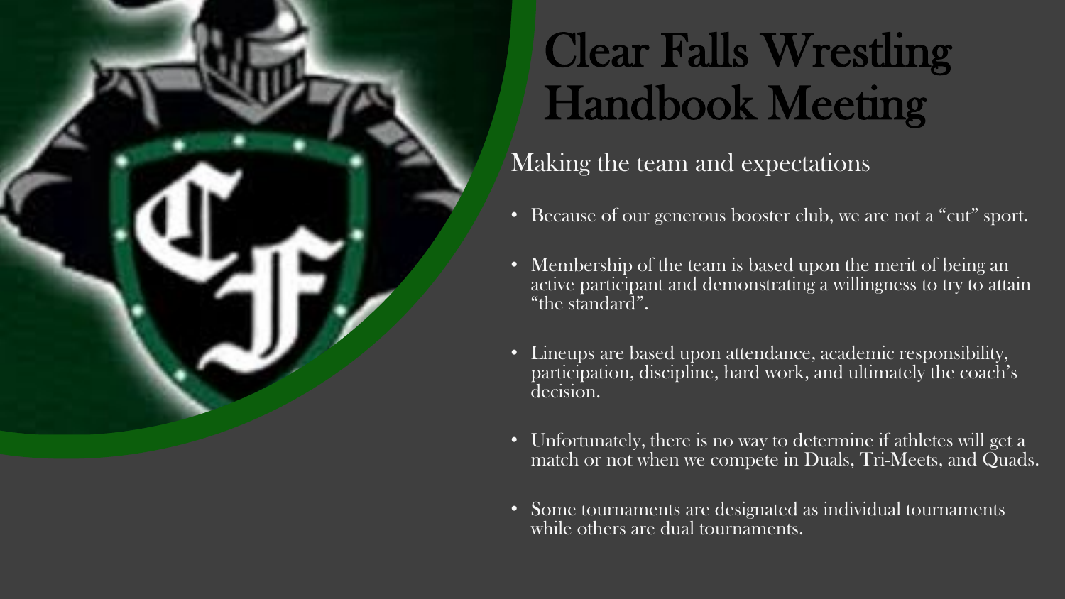# Clear Falls Wrestling Handbook Meeting

## Making the team and expectations

- Because of our generous booster club, we are not a "cut" sport.
- Membership of the team is based upon the merit of being an active participant and demonstrating a willingness to try to attain "the standard".
- Lineups are based upon attendance, academic responsibility, participation, discipline, hard work, and ultimately the coach's decision.
- Unfortunately, there is no way to determine if athletes will get a match or not when we compete in Duals, Tri-Meets, and Quads.
- Some tournaments are designated as individual tournaments while others are dual tournaments.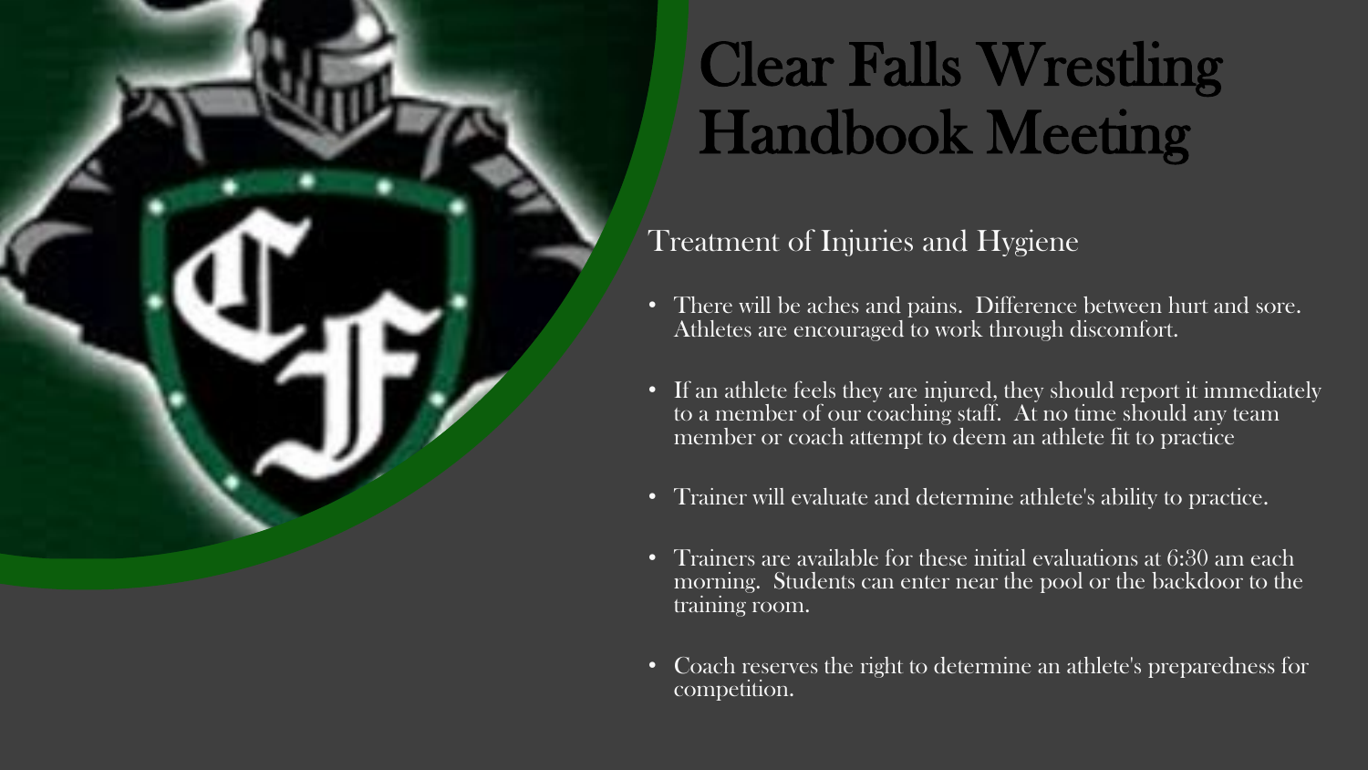# Clear Falls Wrestling Handbook Meeting

## Treatment of Injuries and Hygiene

- There will be aches and pains. Difference between hurt and sore. Athletes are encouraged to work through discomfort.
- If an athlete feels they are injured, they should report it immediately to a member of our coaching staff. At no time should any team member or coach attempt to deem an athlete fit to practice
- Trainer will evaluate and determine athlete's ability to practice.
- Trainers are available for these initial evaluations at 6:30 am each morning. Students can enter near the pool or the backdoor to the training room.
- Coach reserves the right to determine an athlete's preparedness for competition.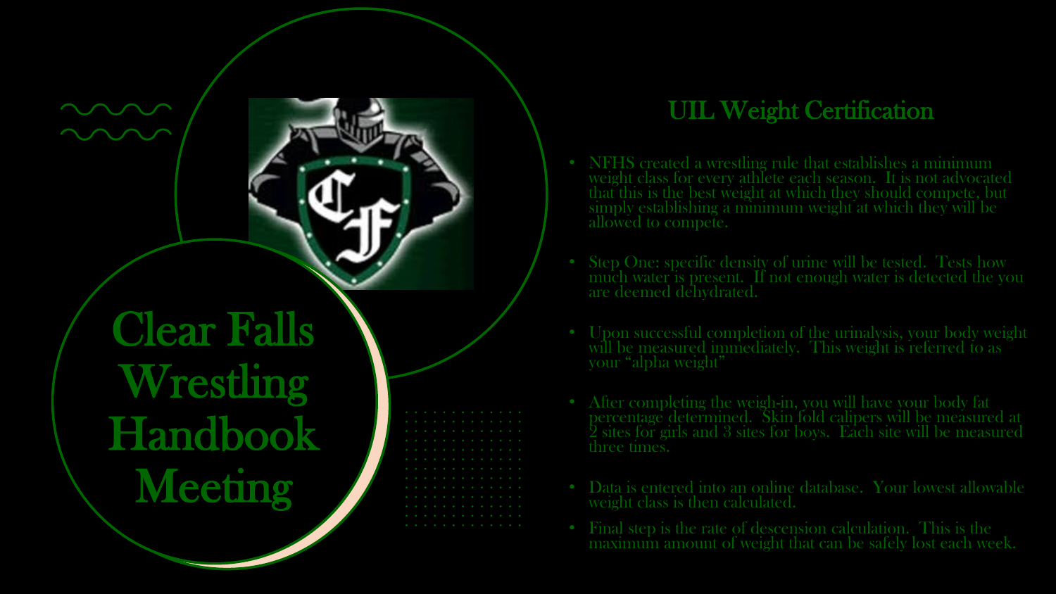# Clear Falls Wrestling Handbook Meeting

## UIL Weight Certification

- NFHS created a wrestling rule that establishes a minimum weight class for every athlete each season. It is not advocated that this is the best weight at which they should compete, but simply establishing a minimum weight at which they will be allowed to compete.
- Step One: specific density of urine will be tested. Tests how much water is present. If not enough water is detected the you are deemed dehydrated.
- Upon successful completion of the urinalysis, your body weight will be measured immediately. This weight is referred to as your "alpha weight"
- After completing the weigh-in, you will have your body fat percentage determined. Skin fold calipers will be measured at 2 sites for girls and 3 sites for boys. Each site will be measured three times.
- Data is entered into an online database. Your lowest allowable weight class is then calculated.
- Final step is the rate of descension calculation. This is the maximum amount of weight that can be safely lost each week.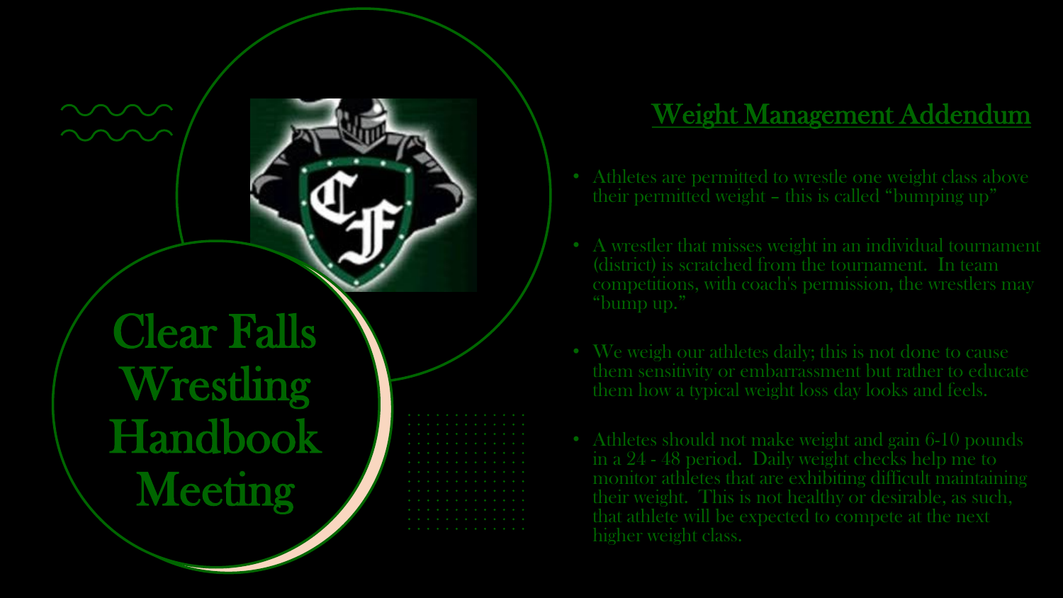# Clear Falls Wrestling Handbook Meeting

## Weight Management Addendum

- Athletes are permitted to wrestle one weight class above their permitted weight – this is called "bumping up"
- A wrestler that misses weight in an individual tournament (district) is scratched from the tournament. In team competitions, with coach's permission, the wrestlers may "bump up."
- We weigh our athletes daily; this is not done to cause them sensitivity or embarrassment but rather to educate them how a typical weight loss day looks and feels.
- Athletes should not make weight and gain 6-10 pounds in a 24 - 48 period. Daily weight checks help me to monitor athletes that are exhibiting difficult maintaining their weight. This is not healthy or desirable, as such, that athlete will be expected to compete at the next higher weight class.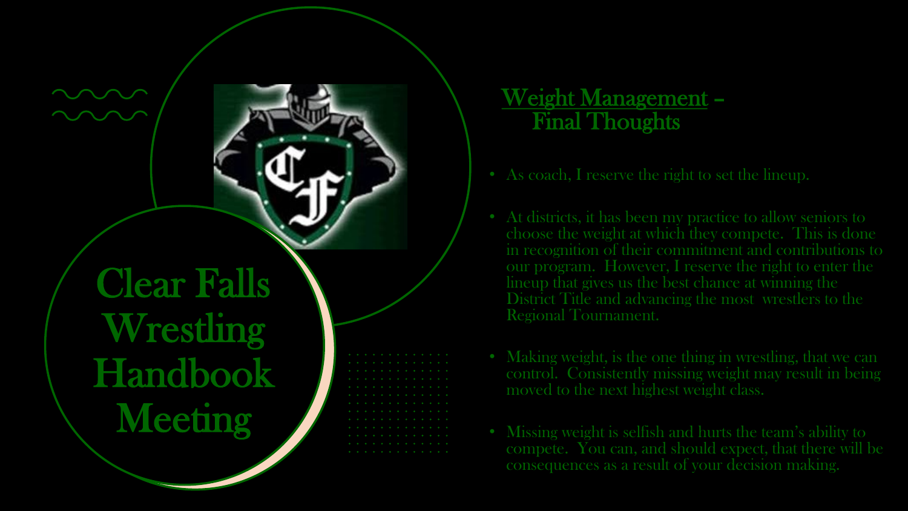# Clear Falls Wrestling Handbook Meeting

## Weight Management – Final Thoughts

- As coach, I reserve the right to set the lineup.
- At districts, it has been my practice to allow seniors to choose the weight at which they compete. This is done in recognition of their commitment and contributions to our program. However, I reserve the right to enter the lineup that gives us the best chance at winning the District Title and advancing the most wrestlers to the Regional Tournament.
- Making weight, is the one thing in wrestling, that we can control. Consistently missing weight may result in being moved to the next highest weight class.
- Missing weight is selfish and hurts the team's ability to compete. You can, and should expect, that there will be consequences as a result of your decision making.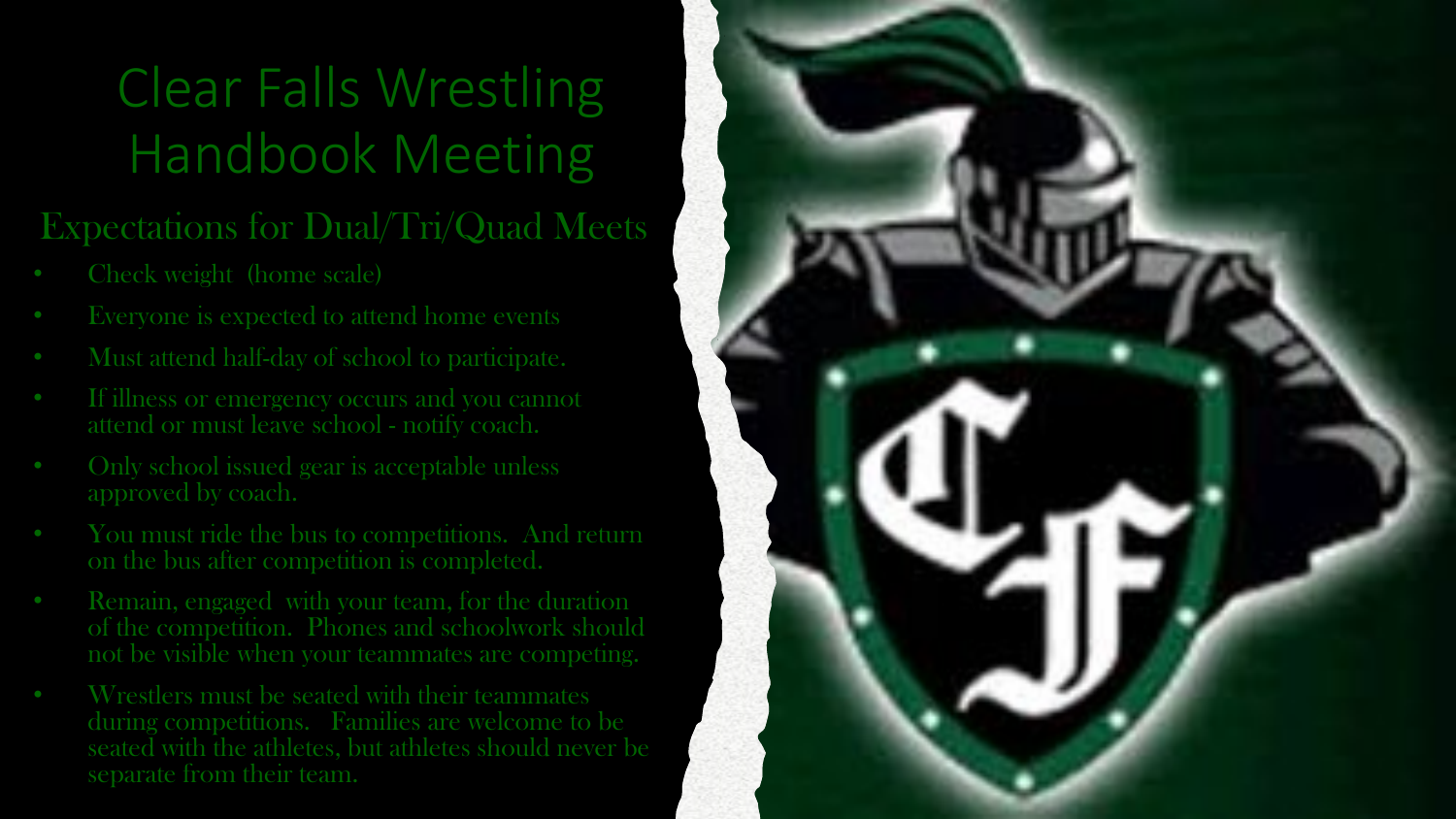# Clear Falls Wrestling Handbook Meeting

## Expectations for Dual/Tri/Quad Meets

- Check weight (home scale)
- Everyone is expected to attend home events
- Must attend half-day of school to participate.
- If illness or emergency occurs and you cannot attend or must leave school - notify coach.
- Only school issued gear is acceptable unless approved by coach.
- You must ride the bus to competitions. And return on the bus after competition is completed.
- Remain, engaged with your team, for the duration of the competition. Phones and schoolwork should not be visible when your teammates are competing.
- Wrestlers must be seated with their teammates during competitions. Families are welcome to be seated with the athletes, but athletes should never be separate from their team.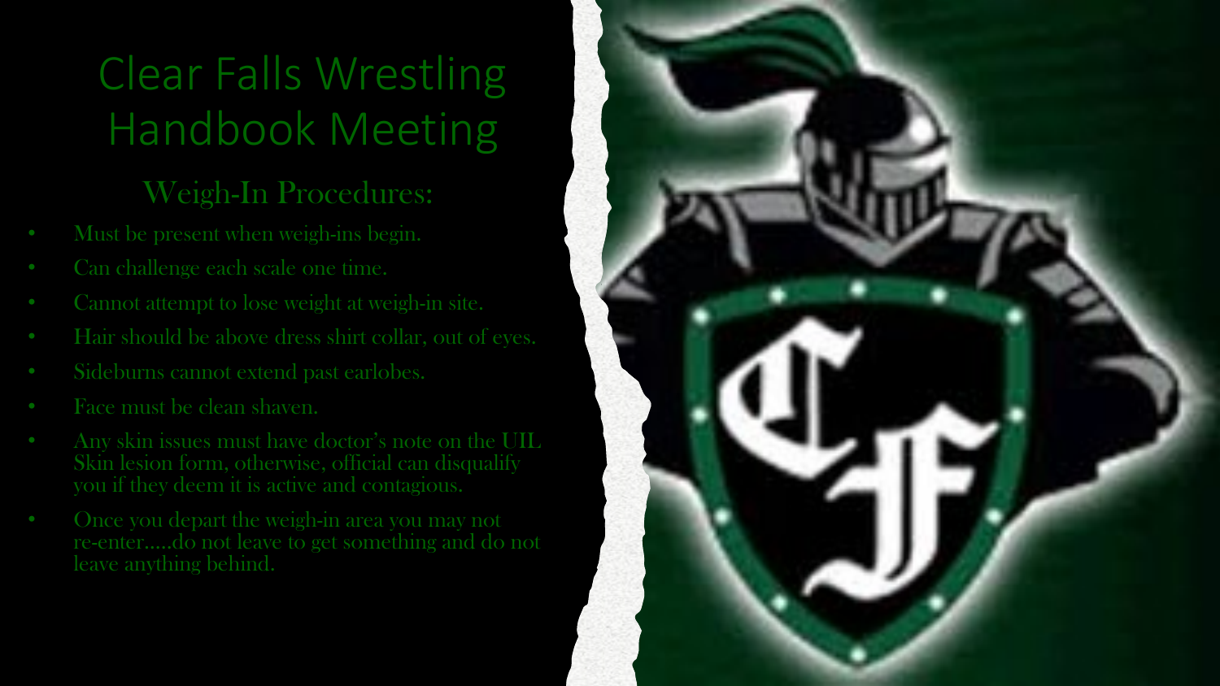# Clear Falls Wrestling Handbook Meeting

## Weigh-In Procedures:

- Must be present when weigh-ins begin.
- Can challenge each scale one time.
- Cannot attempt to lose weight at weigh-in site.
- Hair should be above dress shirt collar, out of eyes.
- Sideburns cannot extend past earlobes.
- Face must be clean shaven.
- Any skin issues must have doctor's note on the UIL Skin lesion form, otherwise, official can disqualify you if they deem it is active and contagious.
- Once you depart the weigh-in area you may not re-enter.....do not leave to get something and do not leave anything behind.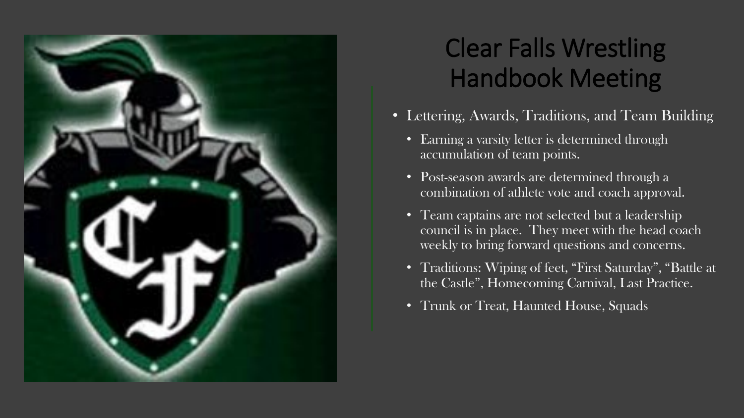# Clear Falls Wrestling Handbook Meeting

- Lettering, Awards, Traditions, and Team Building
  - Earning a varsity letter is determined through accumulation of team points.
  - Post-season awards are determined through a combination of athlete vote and coach approval.
  - Team captains are not selected but a leadership council is in place. They meet with the head coach weekly to bring forward questions and concerns.
  - Traditions: Wiping of feet, “First Saturday”, “Battle at the Castle”, Homecoming Carnival, Last Practice.
  - Trunk or Treat, Haunted House, Squads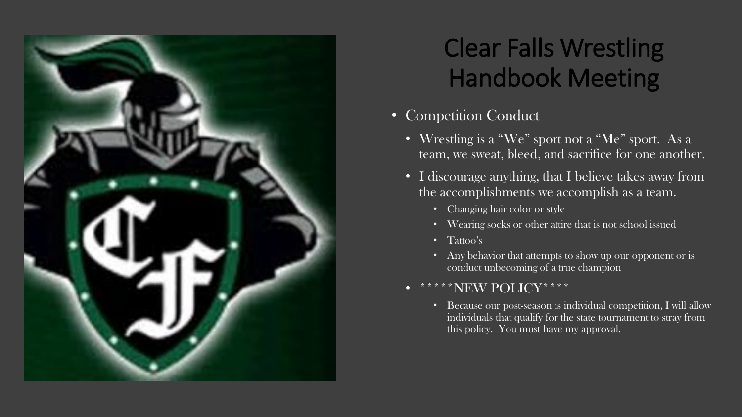# Clear Falls Wrestling Handbook Meeting

- Competition Conduct
  - Wrestling is a "We" sport not a "Me" sport. As a team, we sweat, bleed, and sacrifice for one another.
  - I discourage anything, that I believe takes away from the accomplishments we accomplish as a team.
    - Changing hair color or style
    - Wearing socks or other attire that is not school issued
    - Tattoo's
    - Any behavior that attempts to show up our opponent or is conduct unbecoming of a true champion
  - *****NEW POLICY****
    - Because our post-season is individual competition, I will allow individuals that qualify for the state tournament to stray from this policy. You must have my approval.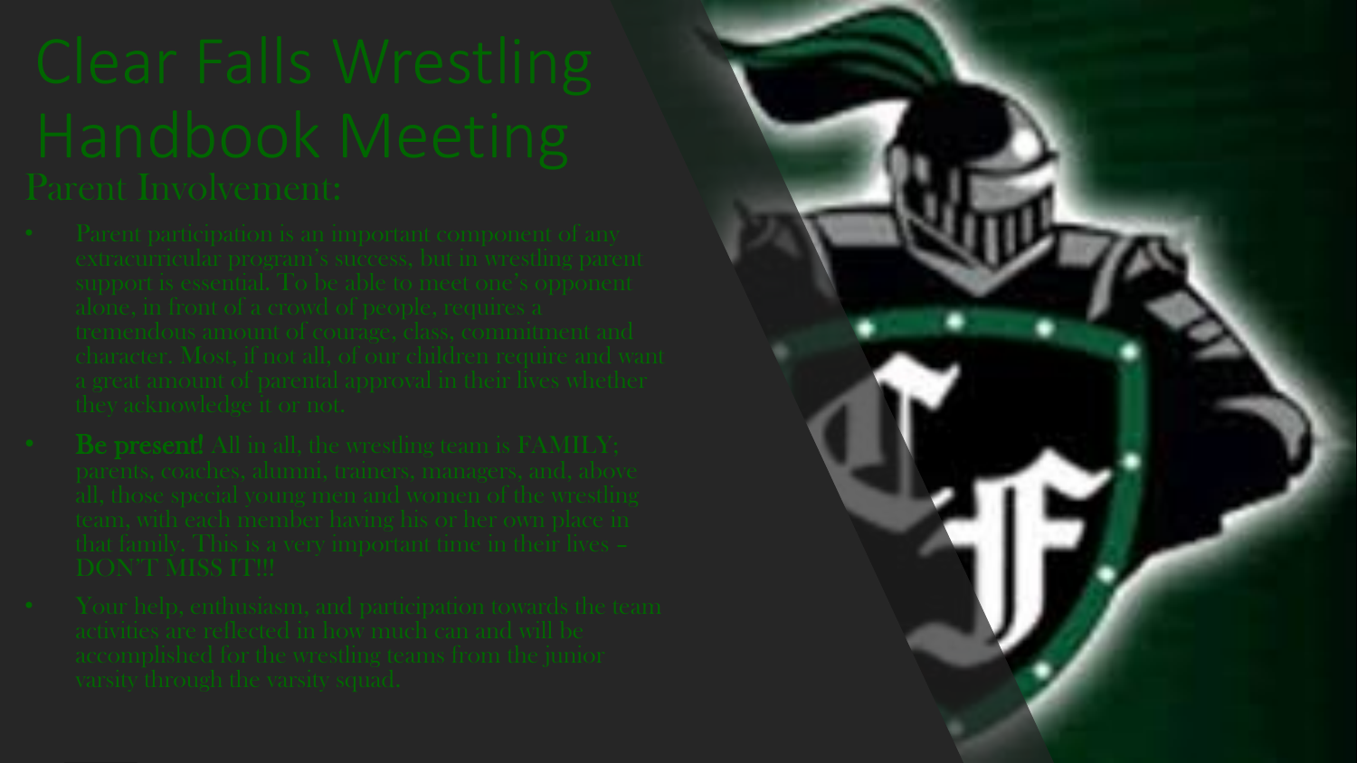# Clear Falls Wrestling Handbook Meeting

## Parent Involvement:

- Parent participation is an important component of any extracurricular program's success, but in wrestling parent support is essential. To be able to meet one's opponent alone, in front of a crowd of people, requires a tremendous amount of courage, class, commitment and character. Most, if not all, of our children require and want a great amount of parental approval in their lives whether they acknowledge it or not.
- **Be present!** All in all, the wrestling team is FAMILY; parents, coaches, alumni, trainers, managers, and, above all, those special young men and women of the wrestling team, with each member having his or her own place in that family. This is a very important time in their lives – DON'T MISS IT!!!
- Your help, enthusiasm, and participation towards the team activities are reflected in how much can and will be accomplished for the wrestling teams from the junior varsity through the varsity squad.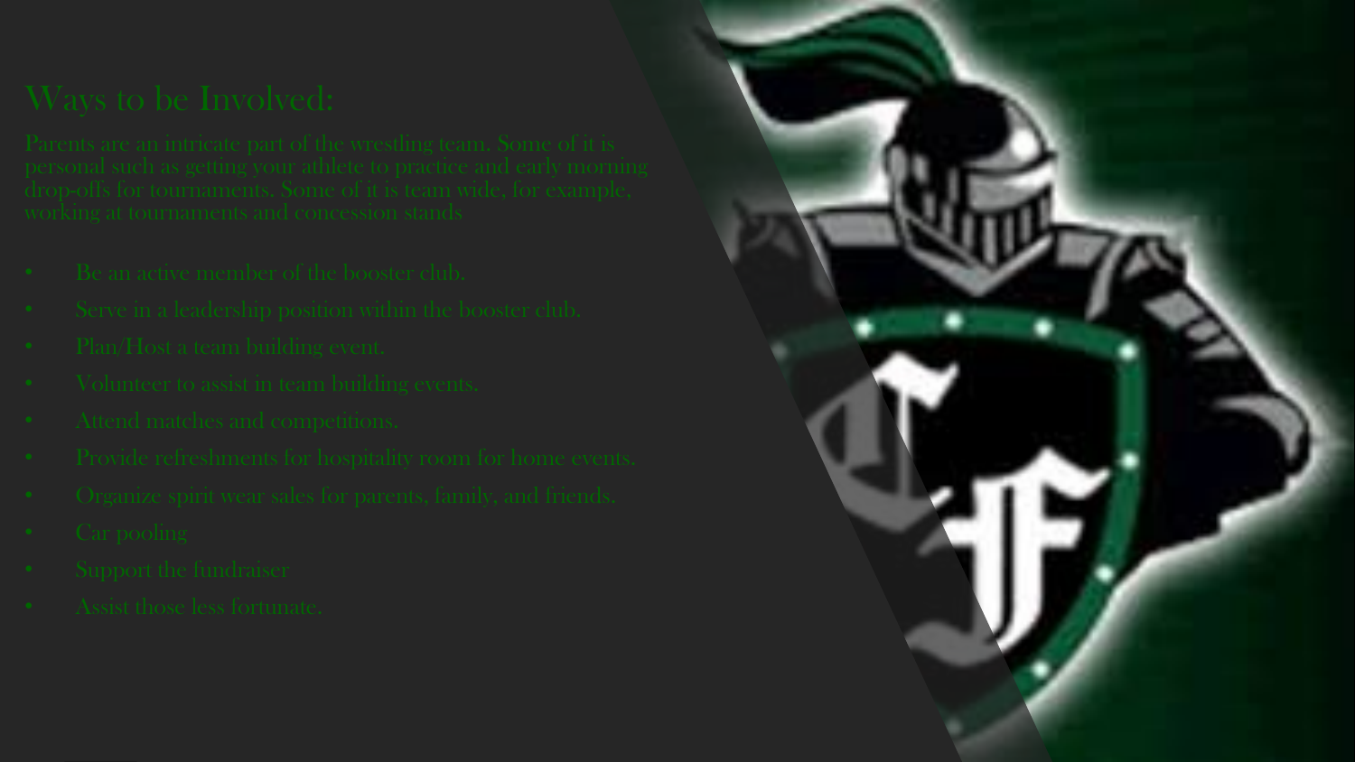# Ways to be Involved:

Parents are an intricate part of the wrestling team. Some of it is personal such as getting your athlete to practice and early morning drop-offs for tournaments. Some of it is team wide, for example, working at tournaments and concession stands

- Be an active member of the booster club.
- Serve in a leadership position within the booster club.
- Plan/Host a team building event.
- Volunteer to assist in team building events.
- Attend matches and competitions.
- Provide refreshments for hospitality room for home events.
- Organize spirit wear sales for parents, family, and friends.
- Car pooling
- Support the fundraiser
- Assist those less fortunate.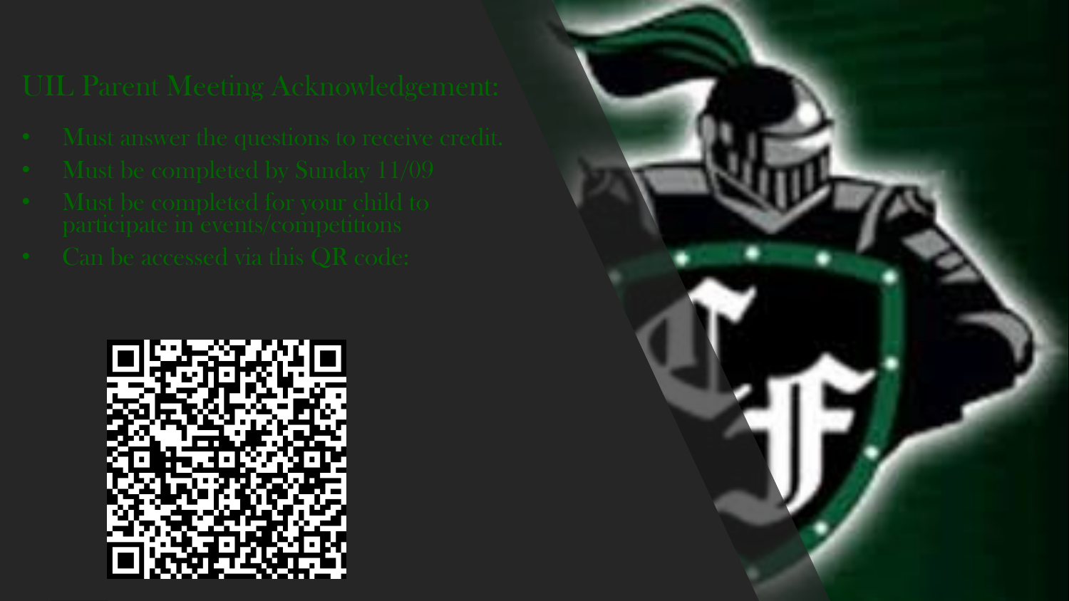# UIL Parent Meeting Acknowledgement:

- Must answer the questions to receive credit.
- Must be completed by Sunday 11/09
- Must be completed for your child to participate in events/competitions
- Can be accessed via this QR code: